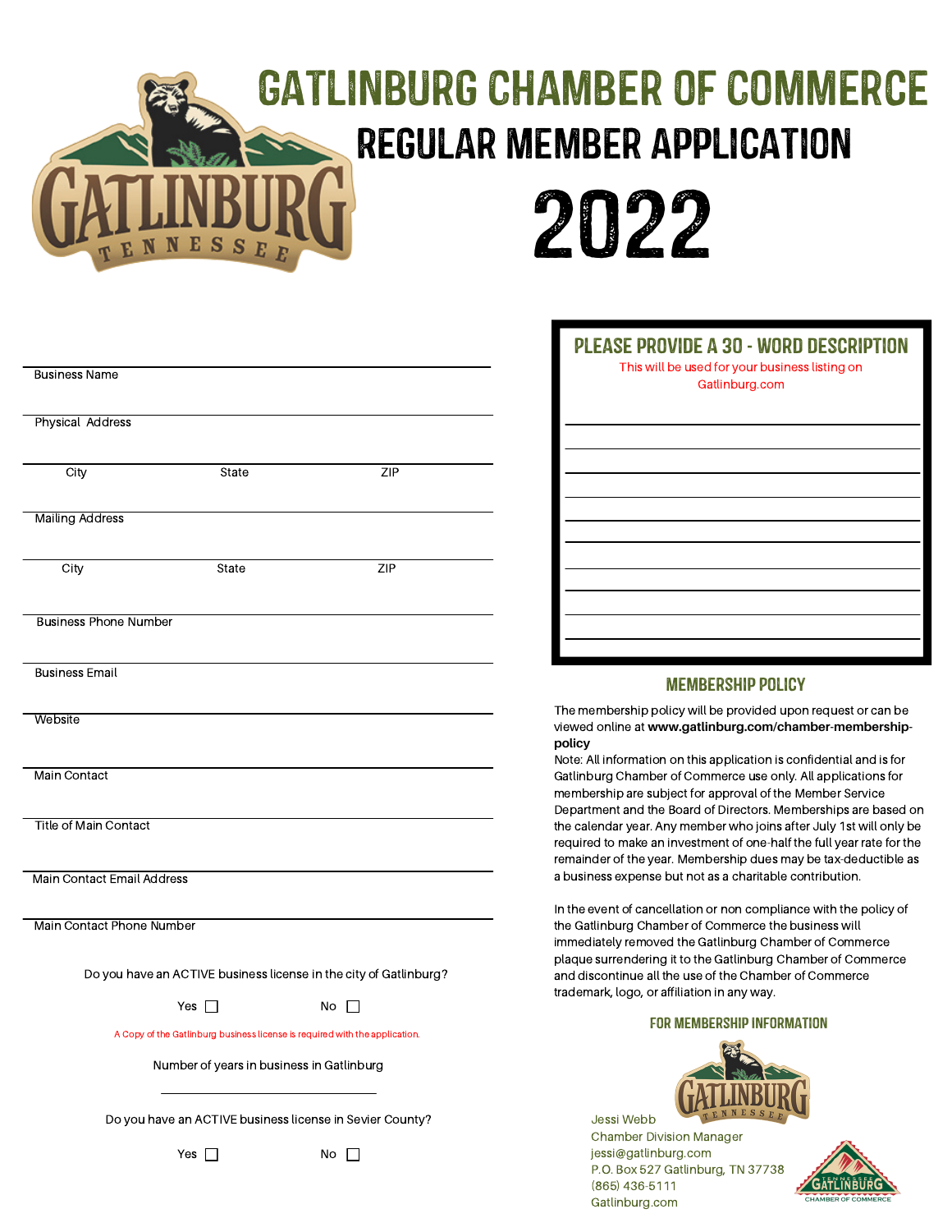# GATLINBURG CHAMBER OF COMMERCE

## REGULAR MEMBER APPLICATION

## 2022

Business Name

Physical Address

City State ZIP

Mailing Address

City State ZIP

Business Phone Number

Business Email

Website

Main Contact

Title of Main Contact

Main Contact Email Address

Main Contact Phone Number

Do you have an ACTIVE business license in the city of Gatlinburg?

Yes ☐ No ☐

A Copy of the Gatlinburg business license is required with the application.

Number of years in business in Gatlinburg

\_\_\_\_\_\_\_\_\_\_\_\_\_\_\_\_\_\_\_\_\_\_\_\_\_\_\_\_\_\_

Do you have an ACTIVE business license in Sevier County?

Yes ☐ No ☐

### PLEASE PROVIDE A 30 - WORD DESCRIPTION

This will be used for your business listing on Gatlinburg.com

### MEMBERSHIP POLICY

The membership policy will be provided upon request or can be viewed online at **www.gatlinburg.com/chamber-membership-policy**

Note: All information on this application is confidential and is for Gatlinburg Chamber of Commerce use only. All applications for membership are subject for approval of the Member Service Department and the Board of Directors. Memberships are based on the calendar year. Any member who joins after July 1st will only be required to make an investment of one-half the full year rate for the remainder of the year. Membership dues may be tax-deductible as a business expense but not as a charitable contribution.

In the event of cancellation or non compliance with the policy of the Gatlinburg Chamber of Commerce the business will immediately removed the Gatlinburg Chamber of Commerce plaque surrendering it to the Gatlinburg Chamber of Commerce and discontinue all the use of the Chamber of Commerce trademark, logo, or affiliation in any way.

### FOR MEMBERSHIP INFORMATION

Jessi Webb
Chamber Division Manager
jessi@gatlinburg.com
P.O. Box 527 Gatlinburg, TN 37738
(865) 436-5111
Gatlinburg.com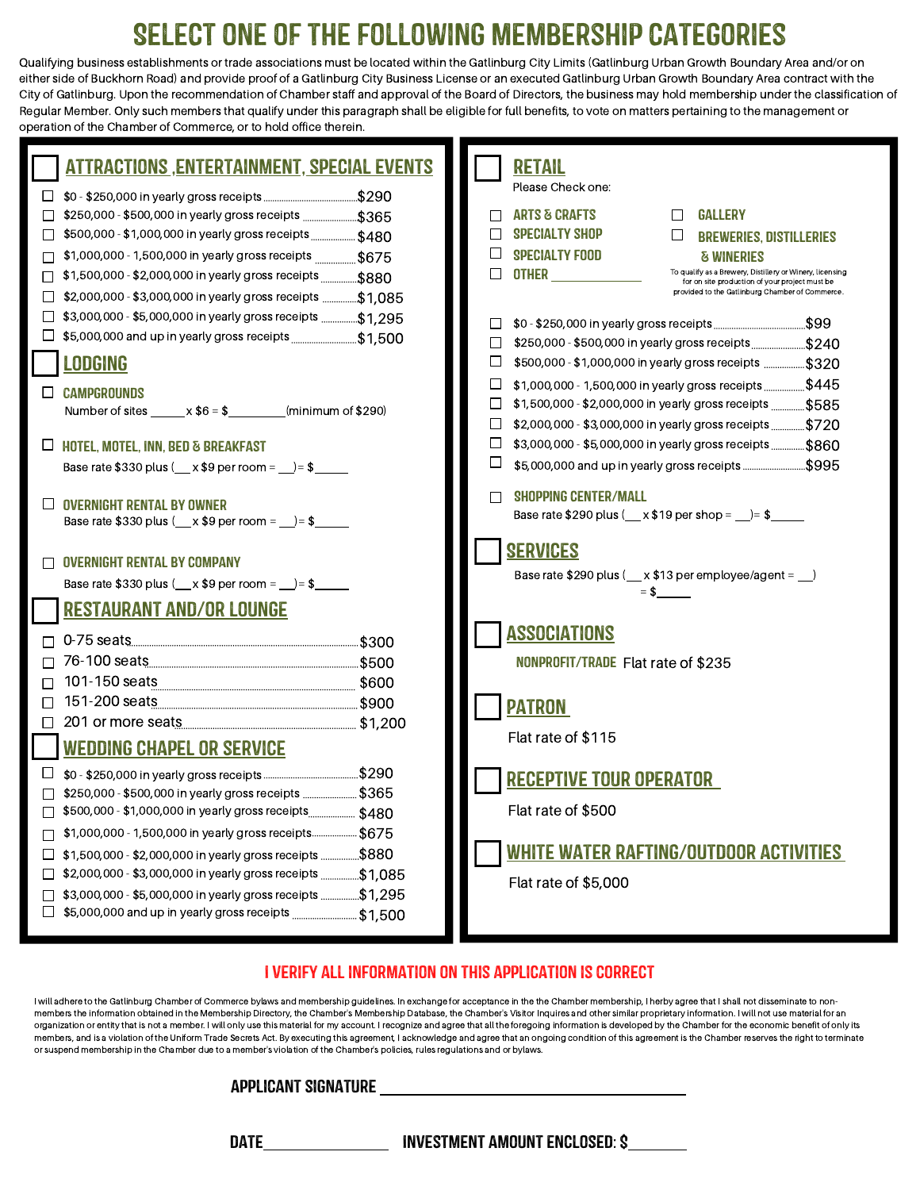# SELECT ONE OF THE FOLLOWING MEMBERSHIP CATEGORIES

Qualifying business establishments or trade associations must be located within the Gatlinburg City Limits (Gatlinburg Urban Growth Boundary Area and/or on either side of Buckhorn Road) and provide proof of a Gatlinburg City Business License or an executed Gatlinburg Urban Growth Boundary Area contract with the City of Gatlinburg. Upon the recommendation of Chamber staff and approval of the Board of Directors, the business may hold membership under the classification of Regular Member. Only such members that qualify under this paragraph shall be eligible for full benefits, to vote on matters pertaining to the management or operation of the Chamber of Commerce, or to hold office therein.

## ☐ ATTRACTIONS ,ENTERTAINMENT, SPECIAL EVENTS

- ☐ $0 - $250,000 in yearly gross receipts .......... $290
- ☐ $250,000 - $500,000 in yearly gross receipts .......... $365
- ☐ $500,000 - $1,000,000 in yearly gross receipts .......... $480
- ☐ $1,000,000 - 1,500,000 in yearly gross receipts .......... $675
- ☐ $1,500,000 - $2,000,000 in yearly gross receipts .......... $880
- ☐ $2,000,000 - $3,000,000 in yearly gross receipts .......... $1,085
- ☐ $3,000,000 - $5,000,000 in yearly gross receipts .......... $1,295
- ☐ $5,000,000 and up in yearly gross receipts .......... $1,500

## ☐ LODGING

☐ **CAMPGROUNDS**
Number of sites _____ x $6 = $_________(minimum of $290)

☐ **HOTEL, MOTEL, INN, BED & BREAKFAST**
Base rate $330 plus (__ x $9 per room = __)= $_____

☐ **OVERNIGHT RENTAL BY OWNER**
Base rate $330 plus (__ x $9 per room = __)= $_____

☐ **OVERNIGHT RENTAL BY COMPANY**
Base rate $330 plus (__ x $9 per room = __)= $_____

## ☐ RESTAURANT AND/OR LOUNGE

- ☐ 0-75 seats .......... $300
- ☐ 76-100 seats .......... $500
- ☐ 101-150 seats .......... $600
- ☐ 151-200 seats .......... $900
- ☐ 201 or more seats .......... $1,200

## ☐ WEDDING CHAPEL OR SERVICE

- ☐ $0 - $250,000 in yearly gross receipts .......... $290
- ☐ $250,000 - $500,000 in yearly gross receipts .......... $365
- ☐ $500,000 - $1,000,000 in yearly gross receipts .......... $480
- ☐ $1,000,000 - 1,500,000 in yearly gross receipts .......... $675
- ☐ $1,500,000 - $2,000,000 in yearly gross receipts .......... $880
- ☐ $2,000,000 - $3,000,000 in yearly gross receipts .......... $1,085
- ☐ $3,000,000 - $5,000,000 in yearly gross receipts .......... $1,295
- ☐ $5,000,000 and up in yearly gross receipts .......... $1,500

## ☐ RETAIL

Please Check one:

- ☐ ARTS & CRAFTS
- ☐ SPECIALTY SHOP
- ☐ SPECIALTY FOOD
- ☐ OTHER ______________
- ☐ GALLERY
- ☐ BREWERIES, DISTILLERIES & WINERIES

To qualify as a Brewery, Distillery or Winery, licensing for on site production of your project must be provided to the Gatlinburg Chamber of Commerce.

- ☐ $0 - $250,000 in yearly gross receipts .......... $99
- ☐ $250,000 - $500,000 in yearly gross receipts .......... $240
- ☐ $500,000 - $1,000,000 in yearly gross receipts .......... $320
- ☐ $1,000,000 - 1,500,000 in yearly gross receipts .......... $445
- ☐ $1,500,000 - $2,000,000 in yearly gross receipts .......... $585
- ☐ $2,000,000 - $3,000,000 in yearly gross receipts .......... $720
- ☐ $3,000,000 - $5,000,000 in yearly gross receipts .......... $860
- ☐ $5,000,000 and up in yearly gross receipts .......... $995

☐ **SHOPPING CENTER/MALL**
Base rate $290 plus (__ x $19 per shop = __)= $_____

## ☐ SERVICES

Base rate $290 plus (__ x $13 per employee/agent = __) = $_____

## ☐ ASSOCIATIONS

**NONPROFIT/TRADE** Flat rate of $235

## ☐ PATRON

Flat rate of $115

## ☐ RECEPTIVE TOUR OPERATOR

Flat rate of $500

## ☐ WHITE WATER RAFTING/OUTDOOR ACTIVITIES

Flat rate of $5,000

**I VERIFY ALL INFORMATION ON THIS APPLICATION IS CORRECT**

I will adhere to the Gatlinburg Chamber of Commerce bylaws and membership guidelines. In exchange for acceptance in the the Chamber membership, I herby agree that I shall not disseminate to non-members the information obtained in the Membership Directory, the Chamber's Membership Database, the Chamber's Visitor Inquires and other similar proprietary information. I will not use material for an organization or entity that is not a member. I will only use this material for my account. I recognize and agree that all the foregoing information is developed by the Chamber for the economic benefit of only its members, and is a violation of the Uniform Trade Secrets Act. By executing this agreement, I acknowledge and agree that an ongoing condition of this agreement is the Chamber reserves the right to terminate or suspend membership in the Chamber due to a member's violation of the Chamber's policies, rules regulations and or bylaws.

**APPLICANT SIGNATURE** ______________________________

**DATE** ______________ **INVESTMENT AMOUNT ENCLOSED: $** ________